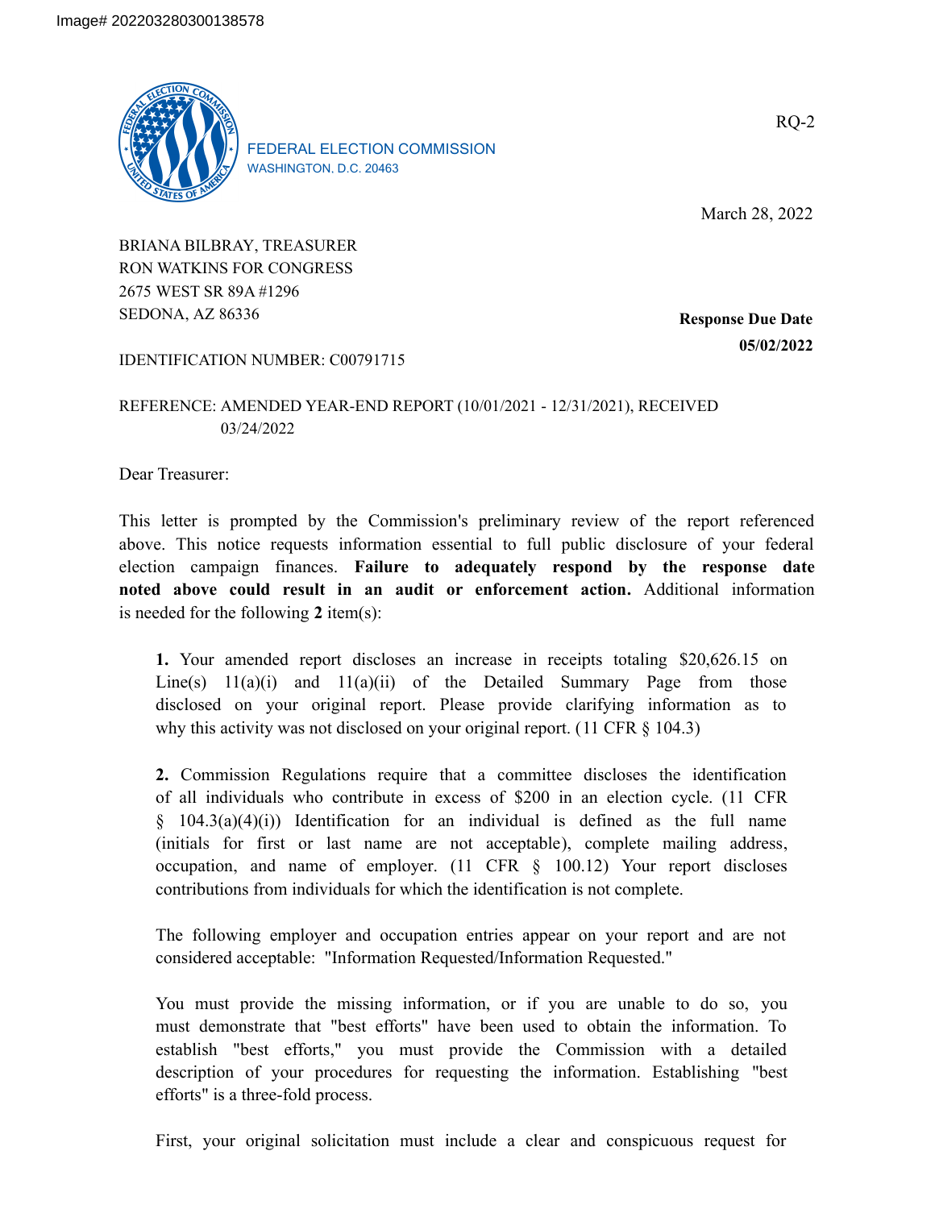Image# 202203280300138578

FEDERAL ELECTION COMMISSION
WASHINGTON, D.C. 20463

RQ-2

March 28, 2022

BRIANA BILBRAY, TREASURER
RON WATKINS FOR CONGRESS
2675 WEST SR 89A #1296
SEDONA, AZ 86336

**Response Due Date**
**05/02/2022**

IDENTIFICATION NUMBER: C00791715

REFERENCE: AMENDED YEAR-END REPORT (10/01/2021 - 12/31/2021), RECEIVED 03/24/2022

Dear Treasurer:

This letter is prompted by the Commission's preliminary review of the report referenced above. This notice requests information essential to full public disclosure of your federal election campaign finances. **Failure to adequately respond by the response date noted above could result in an audit or enforcement action.** Additional information is needed for the following **2** item(s):

**1.** Your amended report discloses an increase in receipts totaling $20,626.15 on Line(s) 11(a)(i) and 11(a)(ii) of the Detailed Summary Page from those disclosed on your original report. Please provide clarifying information as to why this activity was not disclosed on your original report. (11 CFR § 104.3)

**2.** Commission Regulations require that a committee discloses the identification of all individuals who contribute in excess of $200 in an election cycle. (11 CFR § 104.3(a)(4)(i)) Identification for an individual is defined as the full name (initials for first or last name are not acceptable), complete mailing address, occupation, and name of employer. (11 CFR § 100.12) Your report discloses contributions from individuals for which the identification is not complete.

The following employer and occupation entries appear on your report and are not considered acceptable: "Information Requested/Information Requested."

You must provide the missing information, or if you are unable to do so, you must demonstrate that "best efforts" have been used to obtain the information. To establish "best efforts," you must provide the Commission with a detailed description of your procedures for requesting the information. Establishing "best efforts" is a three-fold process.

First, your original solicitation must include a clear and conspicuous request for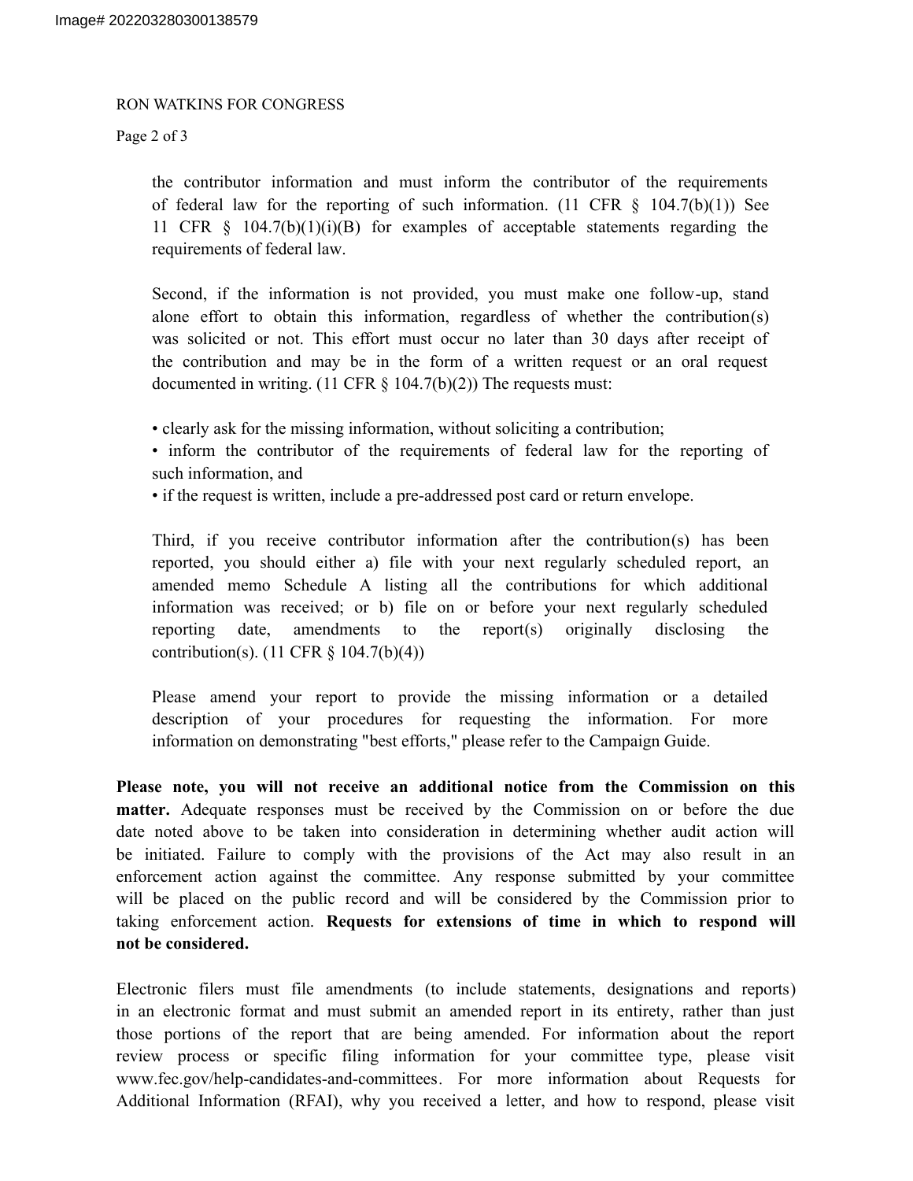the contributor information and must inform the contributor of the requirements of federal law for the reporting of such information. (11 CFR § 104.7(b)(1)) See 11 CFR § 104.7(b)(1)(i)(B) for examples of acceptable statements regarding the requirements of federal law.

Second, if the information is not provided, you must make one follow-up, stand alone effort to obtain this information, regardless of whether the contribution(s) was solicited or not. This effort must occur no later than 30 days after receipt of the contribution and may be in the form of a written request or an oral request documented in writing. (11 CFR § 104.7(b)(2)) The requests must:

- clearly ask for the missing information, without soliciting a contribution;
- inform the contributor of the requirements of federal law for the reporting of such information, and
- if the request is written, include a pre-addressed post card or return envelope.

Third, if you receive contributor information after the contribution(s) has been reported, you should either a) file with your next regularly scheduled report, an amended memo Schedule A listing all the contributions for which additional information was received; or b) file on or before your next regularly scheduled reporting date, amendments to the report(s) originally disclosing the contribution(s). (11 CFR § 104.7(b)(4))

Please amend your report to provide the missing information or a detailed description of your procedures for requesting the information. For more information on demonstrating "best efforts," please refer to the Campaign Guide.

**Please note, you will not receive an additional notice from the Commission on this matter.** Adequate responses must be received by the Commission on or before the due date noted above to be taken into consideration in determining whether audit action will be initiated. Failure to comply with the provisions of the Act may also result in an enforcement action against the committee. Any response submitted by your committee will be placed on the public record and will be considered by the Commission prior to taking enforcement action. **Requests for extensions of time in which to respond will not be considered.**

Electronic filers must file amendments (to include statements, designations and reports) in an electronic format and must submit an amended report in its entirety, rather than just those portions of the report that are being amended. For information about the report review process or specific filing information for your committee type, please visit www.fec.gov/help-candidates-and-committees. For more information about Requests for Additional Information (RFAI), why you received a letter, and how to respond, please visit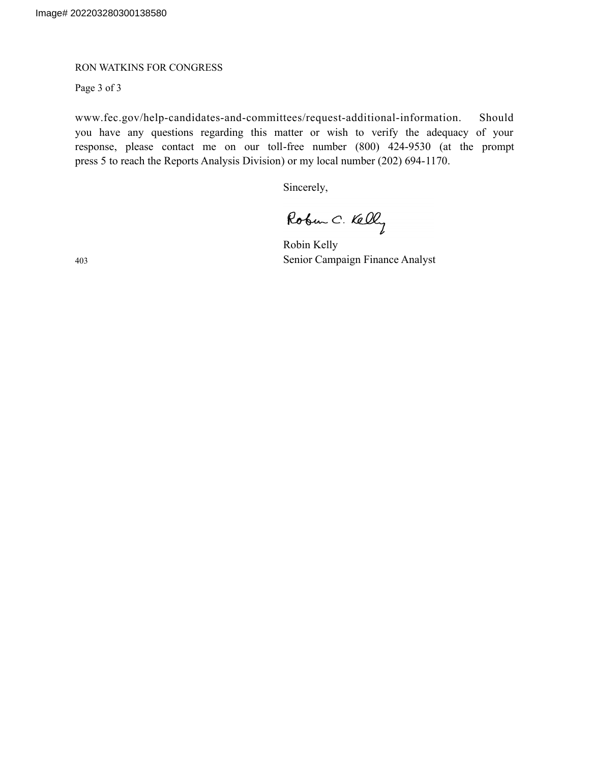www.fec.gov/help-candidates-and-committees/request-additional-information. Should you have any questions regarding this matter or wish to verify the adequacy of your response, please contact me on our toll-free number (800) 424-9530 (at the prompt press 5 to reach the Reports Analysis Division) or my local number (202) 694-1170.

Sincerely,

Robin C. Kelly

Robin Kelly
Senior Campaign Finance Analyst

403